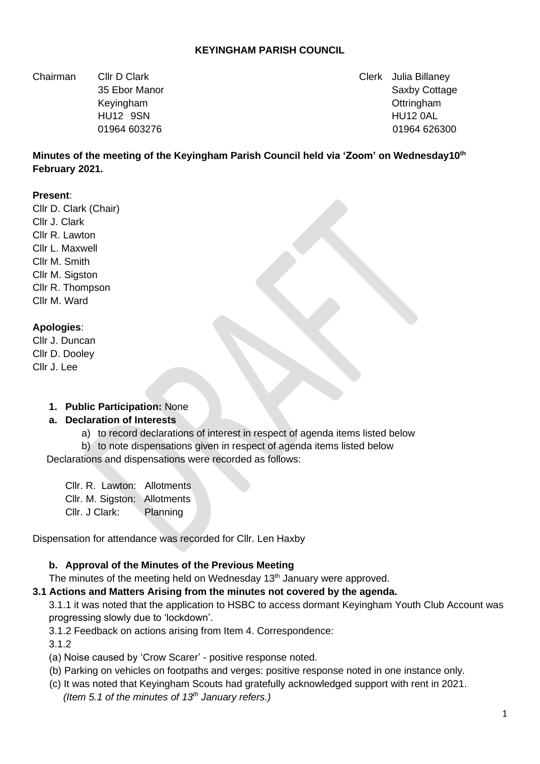**KEYINGHAM PARISH COUNCIL**

| | | | |
|---|---|---|---|
| Chairman | Cllr D Clark | Clerk | Julia Billaney |
| | 35 Ebor Manor | | Saxby Cottage |
| | Keyingham | | Ottringham |
| | HU12 9SN | | HU12 0AL |
| | 01964 603276 | | 01964 626300 |

**Minutes of the meeting of the Keyingham Parish Council held via 'Zoom' on Wednesday10th February 2021.**

**Present**:

Cllr D. Clark (Chair)
Cllr J. Clark
Cllr R. Lawton
Cllr L. Maxwell
Cllr M. Smith
Cllr M. Sigston
Cllr R. Thompson
Cllr M. Ward

**Apologies**:

Cllr J. Duncan
Cllr D. Dooley
Cllr J. Lee

1. **Public Participation:** None

a. **Declaration of Interests**
   a) to record declarations of interest in respect of agenda items listed below
   b) to note dispensations given in respect of agenda items listed below

Declarations and dispensations were recorded as follows:

Cllr. R. Lawton: Allotments
Cllr. M. Sigston: Allotments
Cllr. J Clark: Planning

Dispensation for attendance was recorded for Cllr. Len Haxby

b. **Approval of the Minutes of the Previous Meeting**

The minutes of the meeting held on Wednesday 13th January were approved.

**3.1 Actions and Matters Arising from the minutes not covered by the agenda.**

3.1.1 it was noted that the application to HSBC to access dormant Keyingham Youth Club Account was progressing slowly due to 'lockdown'.

3.1.2 Feedback on actions arising from Item 4. Correspondence:

3.1.2

(a) Noise caused by 'Crow Scarer' - positive response noted.

(b) Parking on vehicles on footpaths and verges: positive response noted in one instance only.

(c) It was noted that Keyingham Scouts had gratefully acknowledged support with rent in 2021.
*(Item 5.1 of the minutes of 13th January refers.)*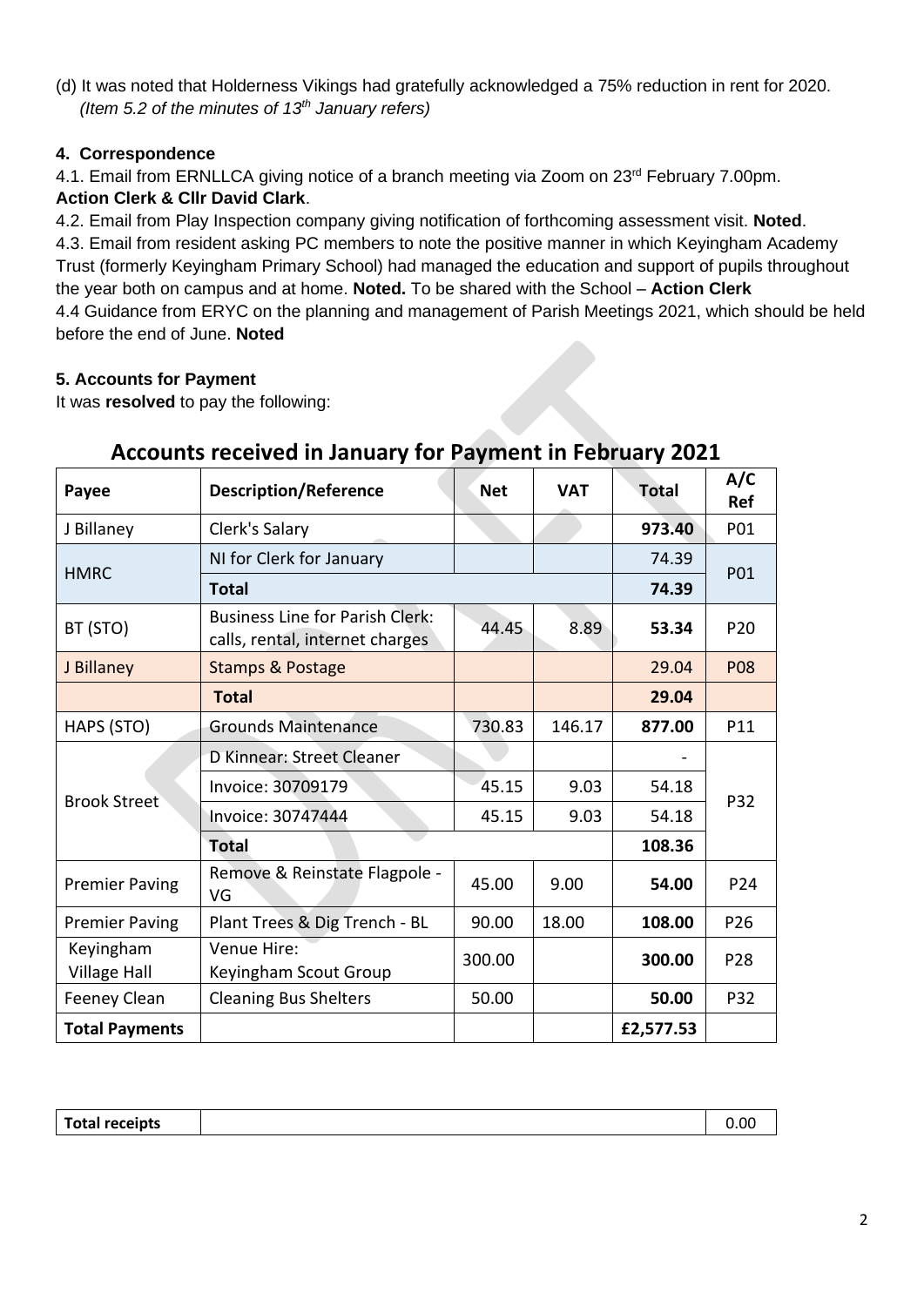(d) It was noted that Holderness Vikings had gratefully acknowledged a 75% reduction in rent for 2020. *(Item 5.2 of the minutes of 13th January refers)*

**4. Correspondence**

4.1. Email from ERNLLCA giving notice of a branch meeting via Zoom on 23rd February 7.00pm. **Action Clerk & Cllr David Clark**.

4.2. Email from Play Inspection company giving notification of forthcoming assessment visit. **Noted**.

4.3. Email from resident asking PC members to note the positive manner in which Keyingham Academy Trust (formerly Keyingham Primary School) had managed the education and support of pupils throughout the year both on campus and at home. **Noted.** To be shared with the School – **Action Clerk**

4.4 Guidance from ERYC on the planning and management of Parish Meetings 2021, which should be held before the end of June. **Noted**

**5. Accounts for Payment**

It was **resolved** to pay the following:

## Accounts received in January for Payment in February 2021

| Payee | Description/Reference | Net | VAT | Total | A/C Ref |
|---|---|---|---|---|---|
| J Billaney | Clerk's Salary | | | **973.40** | P01 |
| HMRC | NI for Clerk for January | | | 74.39 | P01 |
| | **Total** | | | **74.39** | |
| BT (STO) | Business Line for Parish Clerk: calls, rental, internet charges | 44.45 | 8.89 | **53.34** | P20 |
| J Billaney | Stamps & Postage | | | 29.04 | P08 |
| | **Total** | | | **29.04** | |
| HAPS (STO) | Grounds Maintenance | 730.83 | 146.17 | **877.00** | P11 |
| Brook Street | D Kinnear: Street Cleaner | | | - | P32 |
| | Invoice: 30709179 | 45.15 | 9.03 | 54.18 | |
| | Invoice: 30747444 | 45.15 | 9.03 | 54.18 | |
| | **Total** | | | **108.36** | |
| Premier Paving | Remove & Reinstate Flagpole - VG | 45.00 | 9.00 | **54.00** | P24 |
| Premier Paving | Plant Trees & Dig Trench - BL | 90.00 | 18.00 | **108.00** | P26 |
| Keyingham Village Hall | Venue Hire: Keyingham Scout Group | 300.00 | | **300.00** | P28 |
| Feeney Clean | Cleaning Bus Shelters | 50.00 | | **50.00** | P32 |
| **Total Payments** | | | | **£2,577.53** | |

| | | |
|---|---|---|
| **Total receipts** | | 0.00 |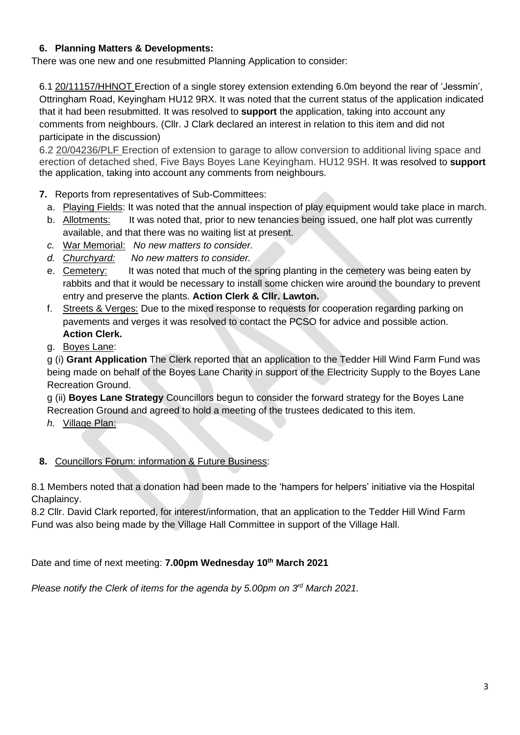**6. Planning Matters & Developments:**

There was one new and one resubmitted Planning Application to consider:

6.1 20/11157/HHNOT Erection of a single storey extension extending 6.0m beyond the rear of 'Jessmin', Ottringham Road, Keyingham HU12 9RX. It was noted that the current status of the application indicated that it had been resubmitted. It was resolved to **support** the application, taking into account any comments from neighbours. (Cllr. J Clark declared an interest in relation to this item and did not participate in the discussion)

6.2 20/04236/PLF Erection of extension to garage to allow conversion to additional living space and erection of detached shed, Five Bays Boyes Lane Keyingham. HU12 9SH. It was resolved to **support** the application, taking into account any comments from neighbours.

**7.** Reports from representatives of Sub-Committees:

a. Playing Fields: It was noted that the annual inspection of play equipment would take place in march.

b. Allotments: It was noted that, prior to new tenancies being issued, one half plot was currently available, and that there was no waiting list at present.

*c.* War Memorial: *No new matters to consider.*

*d. Churchyard: No new matters to consider.*

e. Cemetery: It was noted that much of the spring planting in the cemetery was being eaten by rabbits and that it would be necessary to install some chicken wire around the boundary to prevent entry and preserve the plants. **Action Clerk & Cllr. Lawton.**

f. Streets & Verges: Due to the mixed response to requests for cooperation regarding parking on pavements and verges it was resolved to contact the PCSO for advice and possible action. **Action Clerk.**

g. Boyes Lane:

g (i) **Grant Application** The Clerk reported that an application to the Tedder Hill Wind Farm Fund was being made on behalf of the Boyes Lane Charity in support of the Electricity Supply to the Boyes Lane Recreation Ground.

g (ii) **Boyes Lane Strategy** Councillors begun to consider the forward strategy for the Boyes Lane Recreation Ground and agreed to hold a meeting of the trustees dedicated to this item.

*h.* Village Plan:

**8.** Councillors Forum: information & Future Business:

8.1 Members noted that a donation had been made to the 'hampers for helpers' initiative via the Hospital Chaplaincy.

8.2 Cllr. David Clark reported, for interest/information, that an application to the Tedder Hill Wind Farm Fund was also being made by the Village Hall Committee in support of the Village Hall.

Date and time of next meeting: **7.00pm Wednesday 10th March 2021**

*Please notify the Clerk of items for the agenda by 5.00pm on 3rd March 2021.*